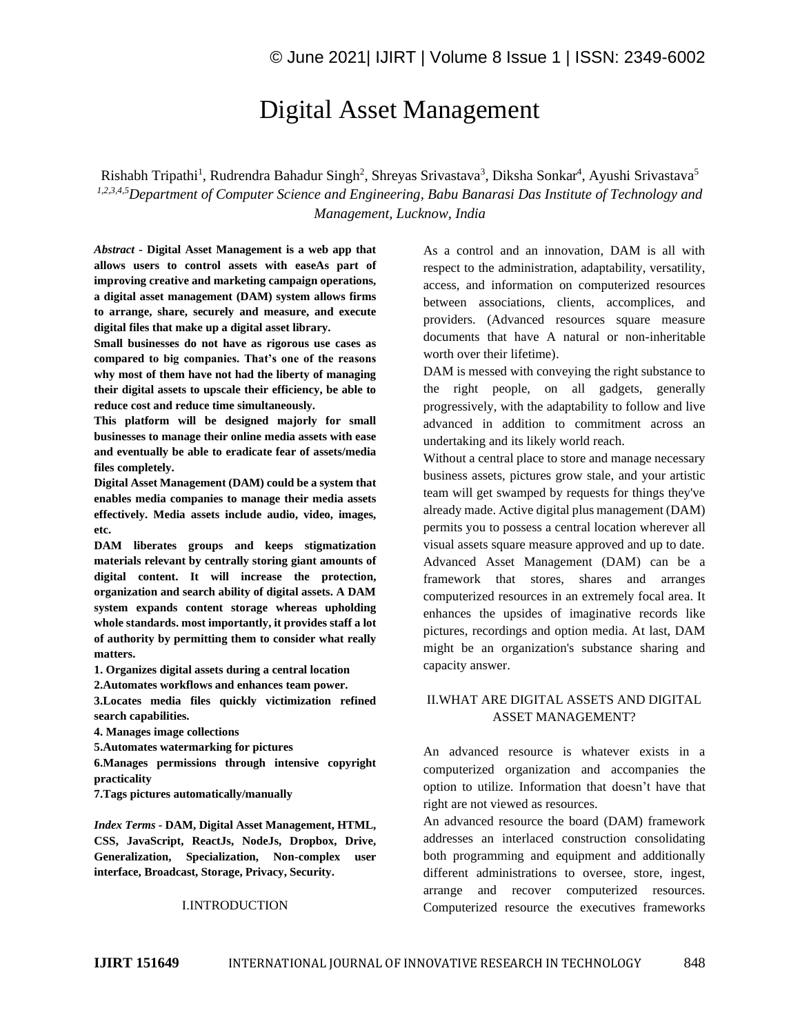# Digital Asset Management

Rishabh Tripathi[1], Rudrendra Bahadur Singh[2], Shreyas Srivastava[3], Diksha Sonkar[4], Ayushi Srivastava[5]

*[1,2,3,4,5]Department of Computer Science and Engineering, Babu Banarasi Das Institute of Technology and Management, Lucknow, India*

***Abstract* - Digital Asset Management is a web app that allows users to control assets with easeAs part of improving creative and marketing campaign operations, a digital asset management (DAM) system allows firms to arrange, share, securely and measure, and execute digital files that make up a digital asset library.**

**Small businesses do not have as rigorous use cases as compared to big companies. That's one of the reasons why most of them have not had the liberty of managing their digital assets to upscale their efficiency, be able to reduce cost and reduce time simultaneously.**

**This platform will be designed majorly for small businesses to manage their online media assets with ease and eventually be able to eradicate fear of assets/media files completely.**

**Digital Asset Management (DAM) could be a system that enables media companies to manage their media assets effectively. Media assets include audio, video, images, etc.**

**DAM liberates groups and keeps stigmatization materials relevant by centrally storing giant amounts of digital content. It will increase the protection, organization and search ability of digital assets. A DAM system expands content storage whereas upholding whole standards. most importantly, it provides staff a lot of authority by permitting them to consider what really matters.**

**1. Organizes digital assets during a central location**

**2.Automates workflows and enhances team power.**

**3.Locates media files quickly victimization refined search capabilities.**

**4. Manages image collections**

**5.Automates watermarking for pictures**

**6.Manages permissions through intensive copyright practicality**

**7.Tags pictures automatically/manually**

***Index Terms* - DAM, Digital Asset Management, HTML, CSS, JavaScript, ReactJs, NodeJs, Dropbox, Drive, Generalization, Specialization, Non-complex user interface, Broadcast, Storage, Privacy, Security.**

## I.INTRODUCTION

As a control and an innovation, DAM is all with respect to the administration, adaptability, versatility, access, and information on computerized resources between associations, clients, accomplices, and providers. (Advanced resources square measure documents that have A natural or non-inheritable worth over their lifetime).

DAM is messed with conveying the right substance to the right people, on all gadgets, generally progressively, with the adaptability to follow and live advanced in addition to commitment across an undertaking and its likely world reach.

Without a central place to store and manage necessary business assets, pictures grow stale, and your artistic team will get swamped by requests for things they've already made. Active digital plus management (DAM) permits you to possess a central location wherever all visual assets square measure approved and up to date. Advanced Asset Management (DAM) can be a framework that stores, shares and arranges computerized resources in an extremely focal area. It enhances the upsides of imaginative records like pictures, recordings and option media. At last, DAM might be an organization's substance sharing and capacity answer.

## II.WHAT ARE DIGITAL ASSETS AND DIGITAL ASSET MANAGEMENT?

An advanced resource is whatever exists in a computerized organization and accompanies the option to utilize. Information that doesn't have that right are not viewed as resources.

An advanced resource the board (DAM) framework addresses an interlaced construction consolidating both programming and equipment and additionally different administrations to oversee, store, ingest, arrange and recover computerized resources. Computerized resource the executives frameworks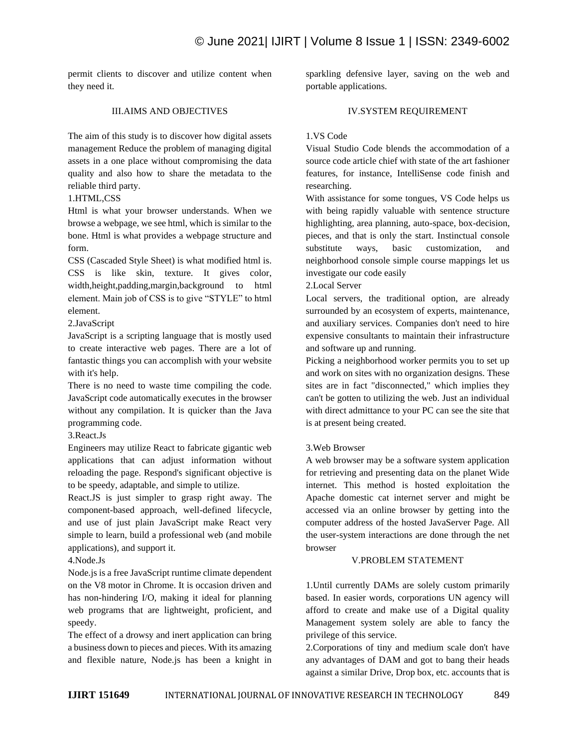permit clients to discover and utilize content when they need it.

## III.AIMS AND OBJECTIVES

The aim of this study is to discover how digital assets management Reduce the problem of managing digital assets in a one place without compromising the data quality and also how to share the metadata to the reliable third party.

1.HTML,CSS

Html is what your browser understands. When we browse a webpage, we see html, which is similar to the bone. Html is what provides a webpage structure and form.

CSS (Cascaded Style Sheet) is what modified html is. CSS is like skin, texture. It gives color, width,height,padding,margin,background to html element. Main job of CSS is to give "STYLE" to html element.

2.JavaScript

JavaScript is a scripting language that is mostly used to create interactive web pages. There are a lot of fantastic things you can accomplish with your website with it's help.

There is no need to waste time compiling the code. JavaScript code automatically executes in the browser without any compilation. It is quicker than the Java programming code.

3.React.Js

Engineers may utilize React to fabricate gigantic web applications that can adjust information without reloading the page. Respond's significant objective is to be speedy, adaptable, and simple to utilize.

React.JS is just simpler to grasp right away. The component-based approach, well-defined lifecycle, and use of just plain JavaScript make React very simple to learn, build a professional web (and mobile applications), and support it.

4.Node.Js

Node.js is a free JavaScript runtime climate dependent on the V8 motor in Chrome. It is occasion driven and has non-hindering I/O, making it ideal for planning web programs that are lightweight, proficient, and speedy.

The effect of a drowsy and inert application can bring a business down to pieces and pieces. With its amazing and flexible nature, Node.js has been a knight in sparkling defensive layer, saving on the web and portable applications.

## IV.SYSTEM REQUIREMENT

1.VS Code

Visual Studio Code blends the accommodation of a source code article chief with state of the art fashioner features, for instance, IntelliSense code finish and researching.

With assistance for some tongues, VS Code helps us with being rapidly valuable with sentence structure highlighting, area planning, auto-space, box-decision, pieces, and that is only the start. Instinctual console substitute ways, basic customization, and neighborhood console simple course mappings let us investigate our code easily

2.Local Server

Local servers, the traditional option, are already surrounded by an ecosystem of experts, maintenance, and auxiliary services. Companies don't need to hire expensive consultants to maintain their infrastructure and software up and running.

Picking a neighborhood worker permits you to set up and work on sites with no organization designs. These sites are in fact "disconnected," which implies they can't be gotten to utilizing the web. Just an individual with direct admittance to your PC can see the site that is at present being created.

3.Web Browser

A web browser may be a software system application for retrieving and presenting data on the planet Wide internet. This method is hosted exploitation the Apache domestic cat internet server and might be accessed via an online browser by getting into the computer address of the hosted JavaServer Page. All the user-system interactions are done through the net browser

## V.PROBLEM STATEMENT

1.Until currently DAMs are solely custom primarily based. In easier words, corporations UN agency will afford to create and make use of a Digital quality Management system solely are able to fancy the privilege of this service.

2.Corporations of tiny and medium scale don't have any advantages of DAM and got to bang their heads against a similar Drive, Drop box, etc. accounts that is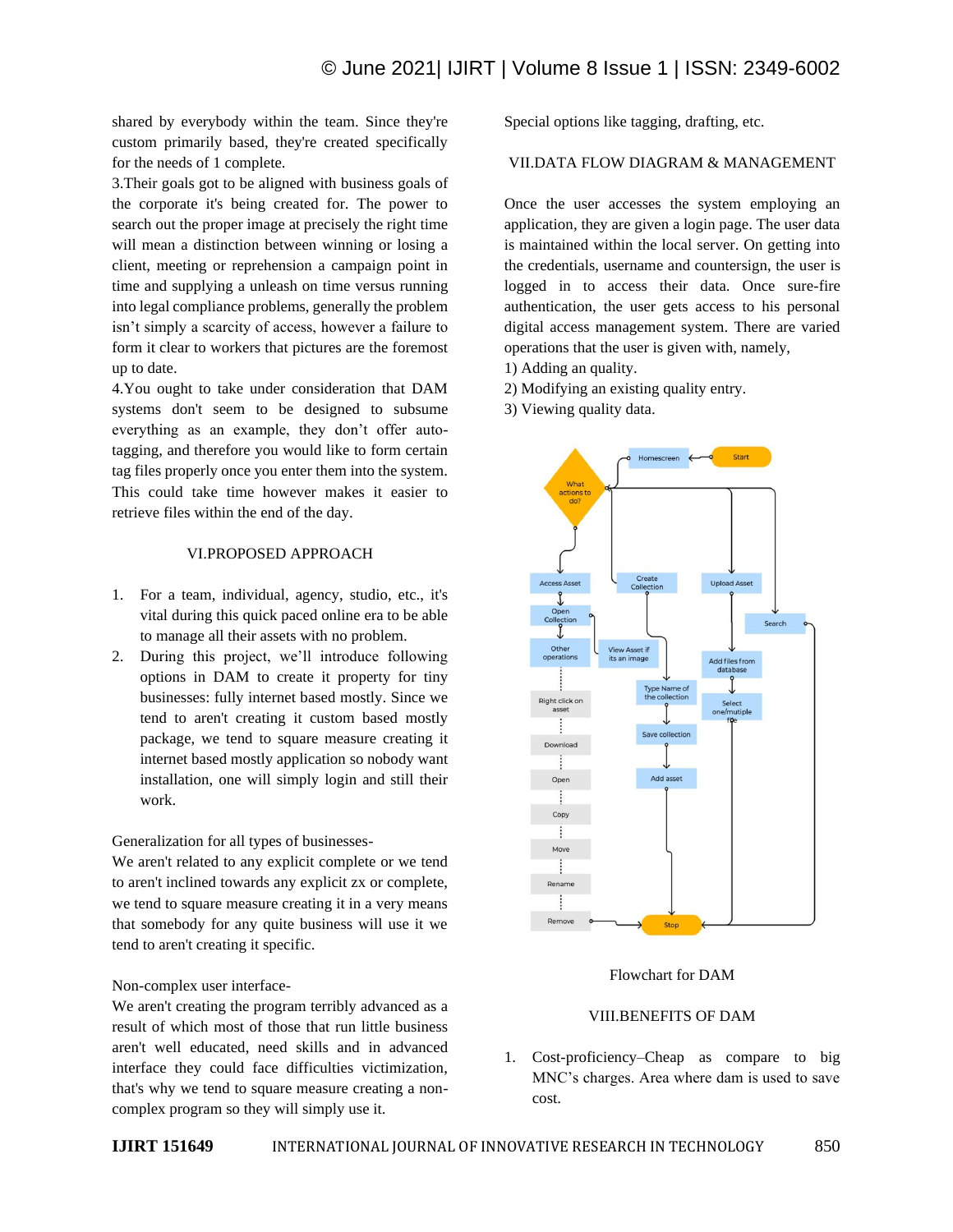shared by everybody within the team. Since they're custom primarily based, they're created specifically for the needs of 1 complete.

3.Their goals got to be aligned with business goals of the corporate it's being created for. The power to search out the proper image at precisely the right time will mean a distinction between winning or losing a client, meeting or reprehension a campaign point in time and supplying a unleash on time versus running into legal compliance problems, generally the problem isn't simply a scarcity of access, however a failure to form it clear to workers that pictures are the foremost up to date.

4.You ought to take under consideration that DAM systems don't seem to be designed to subsume everything as an example, they don't offer auto-tagging, and therefore you would like to form certain tag files properly once you enter them into the system. This could take time however makes it easier to retrieve files within the end of the day.

## VI.PROPOSED APPROACH

1. For a team, individual, agency, studio, etc., it's vital during this quick paced online era to be able to manage all their assets with no problem.
2. During this project, we'll introduce following options in DAM to create it property for tiny businesses: fully internet based mostly. Since we tend to aren't creating it custom based mostly package, we tend to square measure creating it internet based mostly application so nobody want installation, one will simply login and still their work.

Generalization for all types of businesses-

We aren't related to any explicit complete or we tend to aren't inclined towards any explicit zx or complete, we tend to square measure creating it in a very means that somebody for any quite business will use it we tend to aren't creating it specific.

Non-complex user interface-

We aren't creating the program terribly advanced as a result of which most of those that run little business aren't well educated, need skills and in advanced interface they could face difficulties victimization, that's why we tend to square measure creating a non-complex program so they will simply use it.

Special options like tagging, drafting, etc.

## VII.DATA FLOW DIAGRAM & MANAGEMENT

Once the user accesses the system employing an application, they are given a login page. The user data is maintained within the local server. On getting into the credentials, username and countersign, the user is logged in to access their data. Once sure-fire authentication, the user gets access to his personal digital access management system. There are varied operations that the user is given with, namely,

1) Adding an quality.
2) Modifying an existing quality entry.
3) Viewing quality data.

Start
Homescreen
What actions to do?
Access Asset
Open Collection
Other operations
Right click on asset
Download
Open
Copy
Move
Rename
Remove
Create Collection
View Asset if its an image
Type Name of the collection
Save collection
Add asset
Upload Asset
Add files from database
Select one/mutiple file
Search
Stop

Flowchart for DAM

## VIII.BENEFITS OF DAM

1. Cost-proficiency–Cheap as compare to big MNC's charges. Area where dam is used to save cost.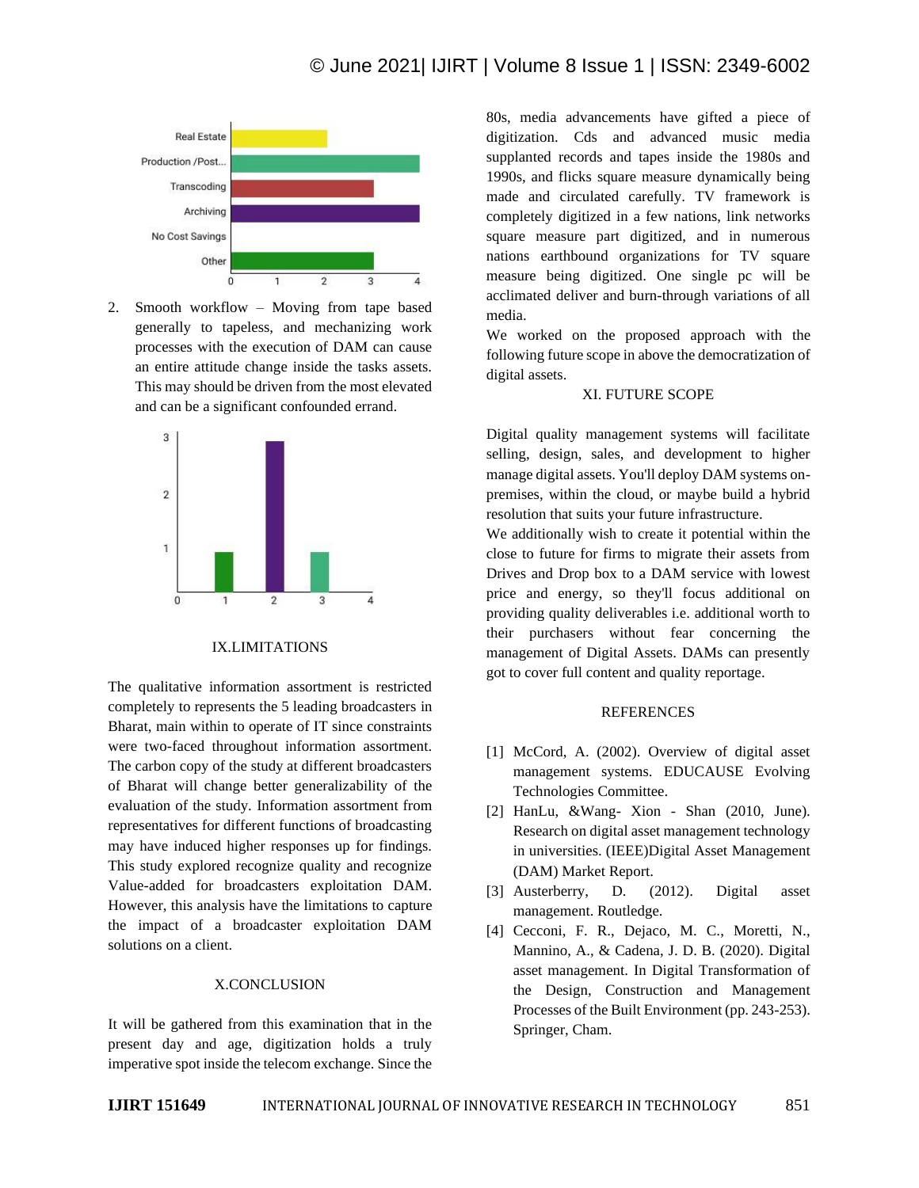Real Estate
Production /Post...
Transcoding
Archiving
No Cost Savings
Other
0 1 2 3 4

2. Smooth workflow – Moving from tape based generally to tapeless, and mechanizing work processes with the execution of DAM can cause an entire attitude change inside the tasks assets. This may should be driven from the most elevated and can be a significant confounded errand.

3
2
1
0 1 2 3 4

## IX.LIMITATIONS

The qualitative information assortment is restricted completely to represents the 5 leading broadcasters in Bharat, main within to operate of IT since constraints were two-faced throughout information assortment. The carbon copy of the study at different broadcasters of Bharat will change better generalizability of the evaluation of the study. Information assortment from representatives for different functions of broadcasting may have induced higher responses up for findings. This study explored recognize quality and recognize Value-added for broadcasters exploitation DAM. However, this analysis have the limitations to capture the impact of a broadcaster exploitation DAM solutions on a client.

## X.CONCLUSION

It will be gathered from this examination that in the present day and age, digitization holds a truly imperative spot inside the telecom exchange. Since the 80s, media advancements have gifted a piece of digitization. Cds and advanced music media supplanted records and tapes inside the 1980s and 1990s, and flicks square measure dynamically being made and circulated carefully. TV framework is completely digitized in a few nations, link networks square measure part digitized, and in numerous nations earthbound organizations for TV square measure being digitized. One single pc will be acclimated deliver and burn-through variations of all media.

We worked on the proposed approach with the following future scope in above the democratization of digital assets.

## XI. FUTURE SCOPE

Digital quality management systems will facilitate selling, design, sales, and development to higher manage digital assets. You'll deploy DAM systems on-premises, within the cloud, or maybe build a hybrid resolution that suits your future infrastructure.

We additionally wish to create it potential within the close to future for firms to migrate their assets from Drives and Drop box to a DAM service with lowest price and energy, so they'll focus additional on providing quality deliverables i.e. additional worth to their purchasers without fear concerning the management of Digital Assets. DAMs can presently got to cover full content and quality reportage.

## REFERENCES

[1] McCord, A. (2002). Overview of digital asset management systems. EDUCAUSE Evolving Technologies Committee.

[2] HanLu, &Wang- Xion - Shan (2010, June). Research on digital asset management technology in universities. (IEEE)Digital Asset Management (DAM) Market Report.

[3] Austerberry, D. (2012). Digital asset management. Routledge.

[4] Cecconi, F. R., Dejaco, M. C., Moretti, N., Mannino, A., & Cadena, J. D. B. (2020). Digital asset management. In Digital Transformation of the Design, Construction and Management Processes of the Built Environment (pp. 243-253). Springer, Cham.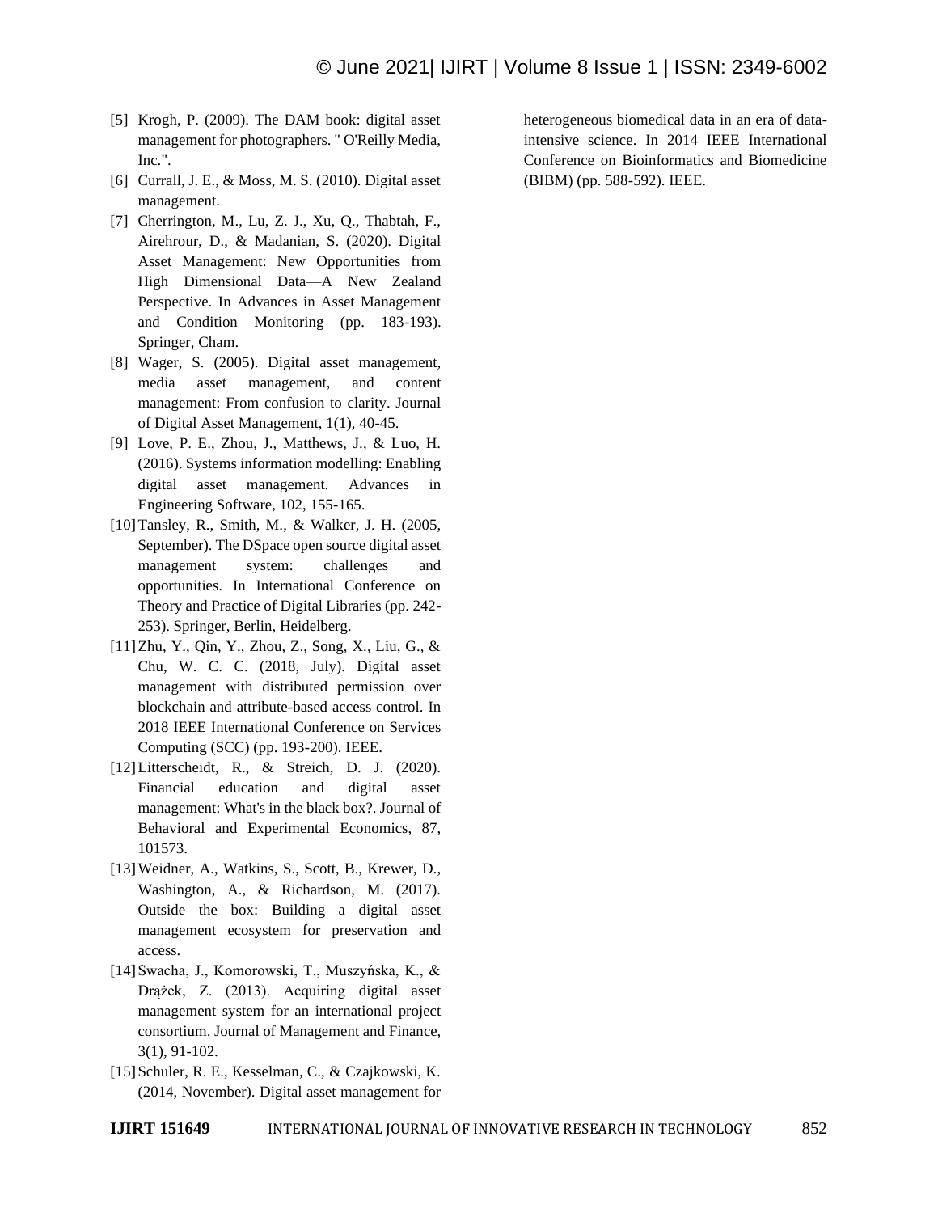[5] Krogh, P. (2009). The DAM book: digital asset management for photographers. " O'Reilly Media, Inc.".

[6] Currall, J. E., & Moss, M. S. (2010). Digital asset management.

[7] Cherrington, M., Lu, Z. J., Xu, Q., Thabtah, F., Airehrour, D., & Madanian, S. (2020). Digital Asset Management: New Opportunities from High Dimensional Data—A New Zealand Perspective. In Advances in Asset Management and Condition Monitoring (pp. 183-193). Springer, Cham.

[8] Wager, S. (2005). Digital asset management, media asset management, and content management: From confusion to clarity. Journal of Digital Asset Management, 1(1), 40-45.

[9] Love, P. E., Zhou, J., Matthews, J., & Luo, H. (2016). Systems information modelling: Enabling digital asset management. Advances in Engineering Software, 102, 155-165.

[10] Tansley, R., Smith, M., & Walker, J. H. (2005, September). The DSpace open source digital asset management system: challenges and opportunities. In International Conference on Theory and Practice of Digital Libraries (pp. 242-253). Springer, Berlin, Heidelberg.

[11] Zhu, Y., Qin, Y., Zhou, Z., Song, X., Liu, G., & Chu, W. C. C. (2018, July). Digital asset management with distributed permission over blockchain and attribute-based access control. In 2018 IEEE International Conference on Services Computing (SCC) (pp. 193-200). IEEE.

[12] Litterscheidt, R., & Streich, D. J. (2020). Financial education and digital asset management: What's in the black box?. Journal of Behavioral and Experimental Economics, 87, 101573.

[13] Weidner, A., Watkins, S., Scott, B., Krewer, D., Washington, A., & Richardson, M. (2017). Outside the box: Building a digital asset management ecosystem for preservation and access.

[14] Swacha, J., Komorowski, T., Muszyńska, K., & Drążek, Z. (2013). Acquiring digital asset management system for an international project consortium. Journal of Management and Finance, 3(1), 91-102.

[15] Schuler, R. E., Kesselman, C., & Czajkowski, K. (2014, November). Digital asset management for heterogeneous biomedical data in an era of data-intensive science. In 2014 IEEE International Conference on Bioinformatics and Biomedicine (BIBM) (pp. 588-592). IEEE.